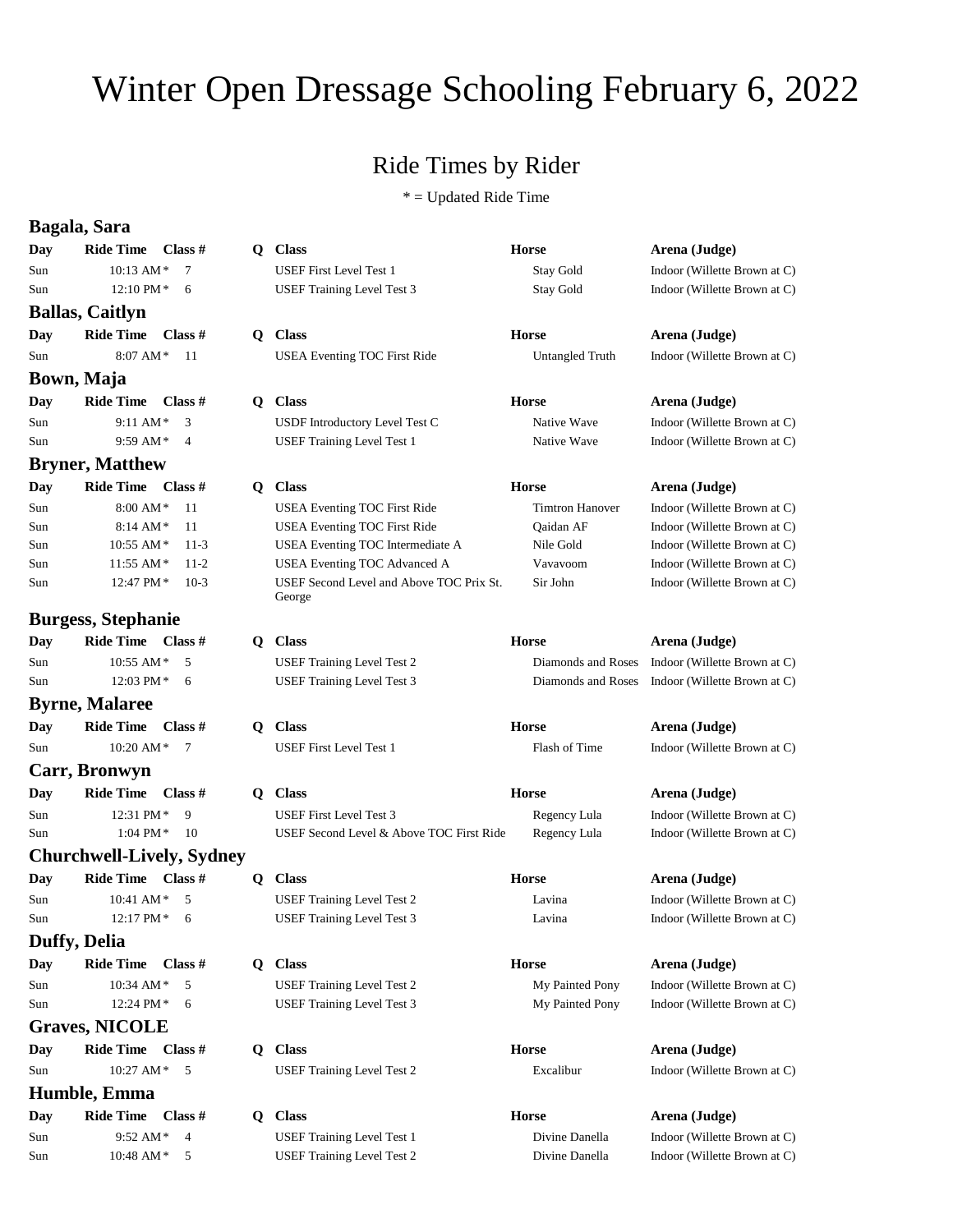# Winter Open Dressage Schooling February 6, 2022

## Ride Times by Rider

\* = Updated Ride Time

### Bagala, Sara

| Day | Ride Time | Class # | Q | Class | Horse | Arena (Judge) |
|---|---|---|---|---|---|---|
| Sun | 10:13 AM * | 7 | | USEF First Level Test 1 | Stay Gold | Indoor (Willette Brown at C) |
| Sun | 12:10 PM * | 6 | | USEF Training Level Test 3 | Stay Gold | Indoor (Willette Brown at C) |

### Ballas, Caitlyn

| Day | Ride Time | Class # | Q | Class | Horse | Arena (Judge) |
|---|---|---|---|---|---|---|
| Sun | 8:07 AM * | 11 | | USEA Eventing TOC First Ride | Untangled Truth | Indoor (Willette Brown at C) |

### Bown, Maja

| Day | Ride Time | Class # | Q | Class | Horse | Arena (Judge) |
|---|---|---|---|---|---|---|
| Sun | 9:11 AM * | 3 | | USDF Introductory Level Test C | Native Wave | Indoor (Willette Brown at C) |
| Sun | 9:59 AM * | 4 | | USEF Training Level Test 1 | Native Wave | Indoor (Willette Brown at C) |

### Bryner, Matthew

| Day | Ride Time | Class # | Q | Class | Horse | Arena (Judge) |
|---|---|---|---|---|---|---|
| Sun | 8:00 AM * | 11 | | USEA Eventing TOC First Ride | Timtron Hanover | Indoor (Willette Brown at C) |
| Sun | 8:14 AM * | 11 | | USEA Eventing TOC First Ride | Qaidan AF | Indoor (Willette Brown at C) |
| Sun | 10:55 AM * | 11-3 | | USEA Eventing TOC Intermediate A | Nile Gold | Indoor (Willette Brown at C) |
| Sun | 11:55 AM * | 11-2 | | USEA Eventing TOC Advanced A | Vavavoom | Indoor (Willette Brown at C) |
| Sun | 12:47 PM * | 10-3 | | USEF Second Level and Above TOC Prix St. George | Sir John | Indoor (Willette Brown at C) |

### Burgess, Stephanie

| Day | Ride Time | Class # | Q | Class | Horse | Arena (Judge) |
|---|---|---|---|---|---|---|
| Sun | 10:55 AM * | 5 | | USEF Training Level Test 2 | Diamonds and Roses | Indoor (Willette Brown at C) |
| Sun | 12:03 PM * | 6 | | USEF Training Level Test 3 | Diamonds and Roses | Indoor (Willette Brown at C) |

### Byrne, Malaree

| Day | Ride Time | Class # | Q | Class | Horse | Arena (Judge) |
|---|---|---|---|---|---|---|
| Sun | 10:20 AM * | 7 | | USEF First Level Test 1 | Flash of Time | Indoor (Willette Brown at C) |

### Carr, Bronwyn

| Day | Ride Time | Class # | Q | Class | Horse | Arena (Judge) |
|---|---|---|---|---|---|---|
| Sun | 12:31 PM * | 9 | | USEF First Level Test 3 | Regency Lula | Indoor (Willette Brown at C) |
| Sun | 1:04 PM * | 10 | | USEF Second Level & Above TOC First Ride | Regency Lula | Indoor (Willette Brown at C) |

### Churchwell-Lively, Sydney

| Day | Ride Time | Class # | Q | Class | Horse | Arena (Judge) |
|---|---|---|---|---|---|---|
| Sun | 10:41 AM * | 5 | | USEF Training Level Test 2 | Lavina | Indoor (Willette Brown at C) |
| Sun | 12:17 PM * | 6 | | USEF Training Level Test 3 | Lavina | Indoor (Willette Brown at C) |

### Duffy, Delia

| Day | Ride Time | Class # | Q | Class | Horse | Arena (Judge) |
|---|---|---|---|---|---|---|
| Sun | 10:34 AM * | 5 | | USEF Training Level Test 2 | My Painted Pony | Indoor (Willette Brown at C) |
| Sun | 12:24 PM * | 6 | | USEF Training Level Test 3 | My Painted Pony | Indoor (Willette Brown at C) |

### Graves, NICOLE

| Day | Ride Time | Class # | Q | Class | Horse | Arena (Judge) |
|---|---|---|---|---|---|---|
| Sun | 10:27 AM * | 5 | | USEF Training Level Test 2 | Excalibur | Indoor (Willette Brown at C) |

### Humble, Emma

| Day | Ride Time | Class # | Q | Class | Horse | Arena (Judge) |
|---|---|---|---|---|---|---|
| Sun | 9:52 AM * | 4 | | USEF Training Level Test 1 | Divine Danella | Indoor (Willette Brown at C) |
| Sun | 10:48 AM * | 5 | | USEF Training Level Test 2 | Divine Danella | Indoor (Willette Brown at C) |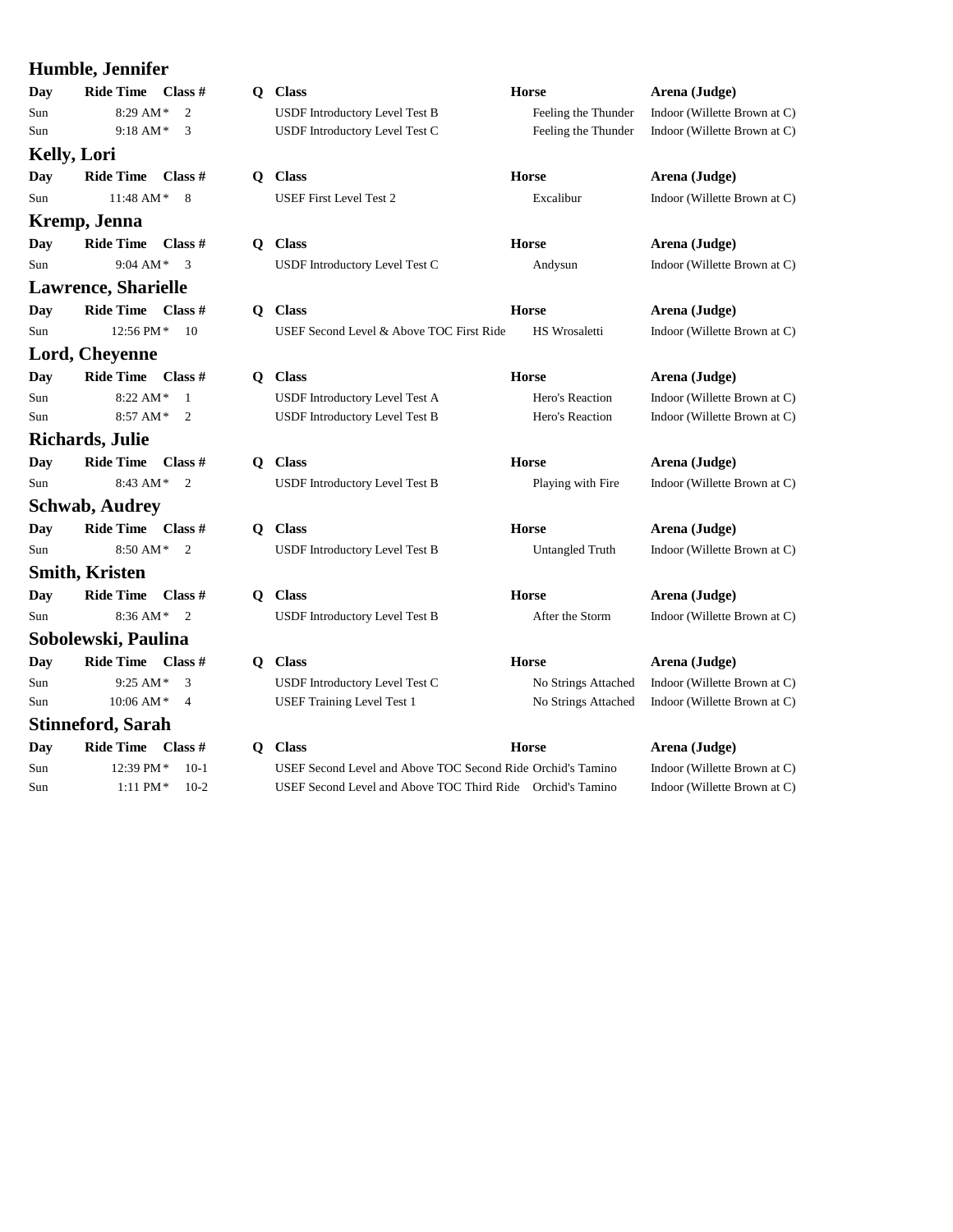## Humble, Jennifer

| Day | Ride Time | Class # | Q | Class | Horse | Arena (Judge) |
|---|---|---|---|---|---|---|
| Sun | 8:29 AM * | 2 | | USDF Introductory Level Test B | Feeling the Thunder | Indoor (Willette Brown at C) |
| Sun | 9:18 AM * | 3 | | USDF Introductory Level Test C | Feeling the Thunder | Indoor (Willette Brown at C) |

## Kelly, Lori

| Day | Ride Time | Class # | Q | Class | Horse | Arena (Judge) |
|---|---|---|---|---|---|---|
| Sun | 11:48 AM * | 8 | | USEF First Level Test 2 | Excalibur | Indoor (Willette Brown at C) |

## Kremp, Jenna

| Day | Ride Time | Class # | Q | Class | Horse | Arena (Judge) |
|---|---|---|---|---|---|---|
| Sun | 9:04 AM * | 3 | | USDF Introductory Level Test C | Andysun | Indoor (Willette Brown at C) |

## Lawrence, Sharielle

| Day | Ride Time | Class # | Q | Class | Horse | Arena (Judge) |
|---|---|---|---|---|---|---|
| Sun | 12:56 PM * | 10 | | USEF Second Level & Above TOC First Ride | HS Wrosaletti | Indoor (Willette Brown at C) |

## Lord, Cheyenne

| Day | Ride Time | Class # | Q | Class | Horse | Arena (Judge) |
|---|---|---|---|---|---|---|
| Sun | 8:22 AM * | 1 | | USDF Introductory Level Test A | Hero's Reaction | Indoor (Willette Brown at C) |
| Sun | 8:57 AM * | 2 | | USDF Introductory Level Test B | Hero's Reaction | Indoor (Willette Brown at C) |

## Richards, Julie

| Day | Ride Time | Class # | Q | Class | Horse | Arena (Judge) |
|---|---|---|---|---|---|---|
| Sun | 8:43 AM * | 2 | | USDF Introductory Level Test B | Playing with Fire | Indoor (Willette Brown at C) |

## Schwab, Audrey

| Day | Ride Time | Class # | Q | Class | Horse | Arena (Judge) |
|---|---|---|---|---|---|---|
| Sun | 8:50 AM * | 2 | | USDF Introductory Level Test B | Untangled Truth | Indoor (Willette Brown at C) |

## Smith, Kristen

| Day | Ride Time | Class # | Q | Class | Horse | Arena (Judge) |
|---|---|---|---|---|---|---|
| Sun | 8:36 AM * | 2 | | USDF Introductory Level Test B | After the Storm | Indoor (Willette Brown at C) |

## Sobolewski, Paulina

| Day | Ride Time | Class # | Q | Class | Horse | Arena (Judge) |
|---|---|---|---|---|---|---|
| Sun | 9:25 AM * | 3 | | USDF Introductory Level Test C | No Strings Attached | Indoor (Willette Brown at C) |
| Sun | 10:06 AM * | 4 | | USEF Training Level Test 1 | No Strings Attached | Indoor (Willette Brown at C) |

## Stinneford, Sarah

| Day | Ride Time | Class # | Q | Class | Horse | Arena (Judge) |
|---|---|---|---|---|---|---|
| Sun | 12:39 PM * | 10-1 | | USEF Second Level and Above TOC Second Ride | Orchid's Tamino | Indoor (Willette Brown at C) |
| Sun | 1:11 PM * | 10-2 | | USEF Second Level and Above TOC Third Ride | Orchid's Tamino | Indoor (Willette Brown at C) |